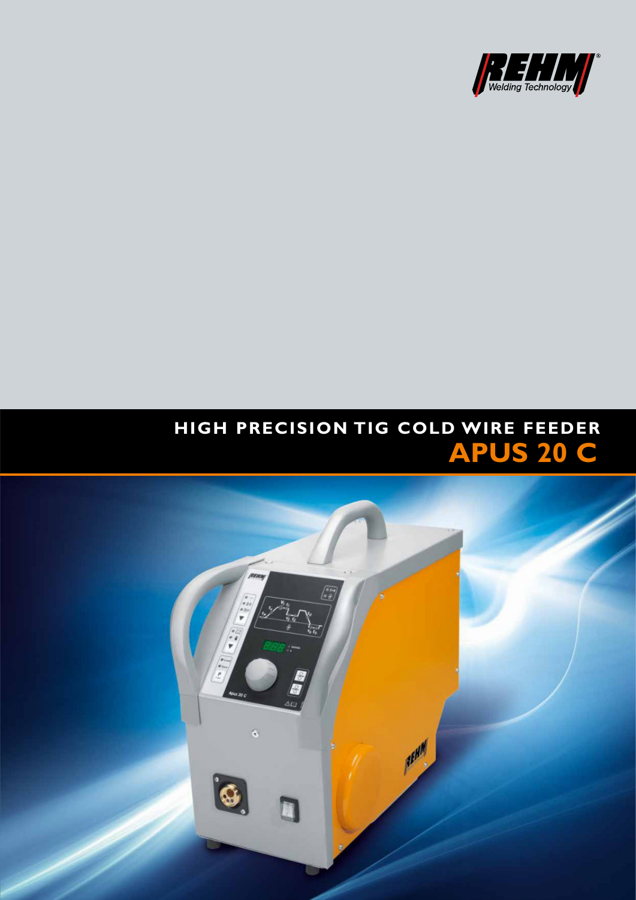REHM® Welding Technology

# HIGH PRECISION TIG COLD WIRE FEEDER

## APUS 20 C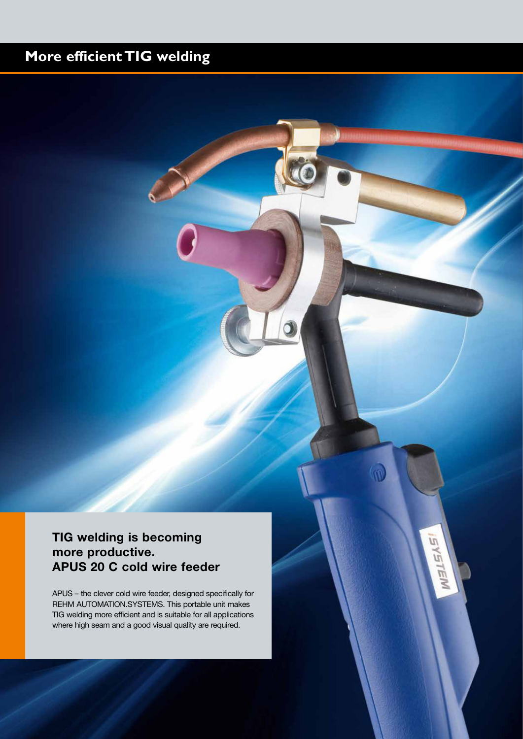# More efficient TIG welding

### TIG welding is becoming more productive. APUS 20 C cold wire feeder

APUS – the clever cold wire feeder, designed specifically for REHM AUTOMATION.SYSTEMS. This portable unit makes TIG welding more efficient and is suitable for all applications where high seam and a good visual quality are required.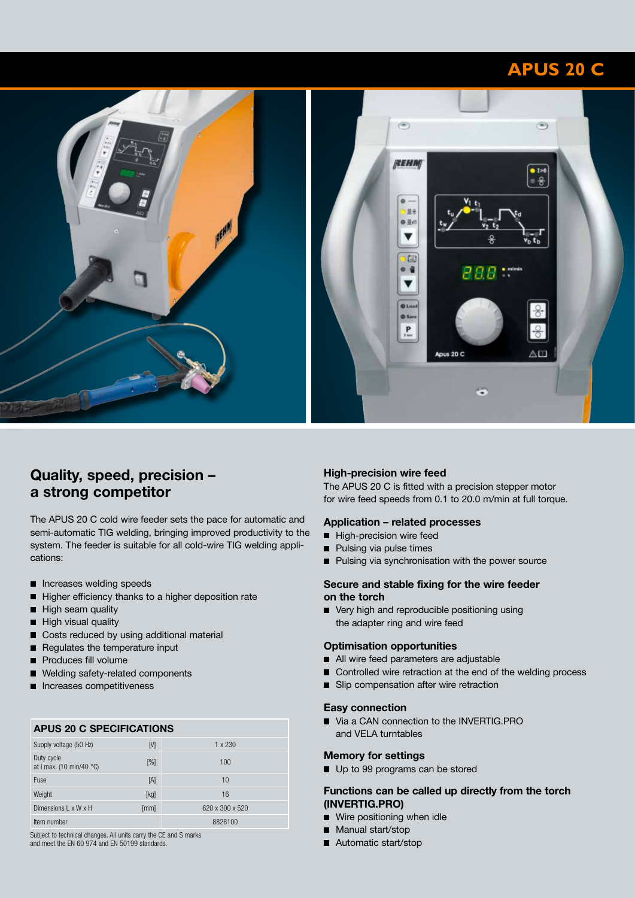# APUS 20 C

## Quality, speed, precision – a strong competitor

The APUS 20 C cold wire feeder sets the pace for automatic and semi-automatic TIG welding, bringing improved productivity to the system. The feeder is suitable for all cold-wire TIG welding applications:

- Increases welding speeds
- Higher efficiency thanks to a higher deposition rate
- High seam quality
- High visual quality
- Costs reduced by using additional material
- Regulates the temperature input
- Produces fill volume
- Welding safety-related components
- Increases competitiveness

| APUS 20 C SPECIFICATIONS | | |
|---|---|---|
| Supply voltage (50 Hz) | [V] | 1 x 230 |
| Duty cycle at I max. (10 min/40 °C) | [%] | 100 |
| Fuse | [A] | 10 |
| Weight | [kg] | 16 |
| Dimensions L x W x H | [mm] | 620 x 300 x 520 |
| Item number | | 8828100 |

Subject to technical changes. All units carry the CE and S marks and meet the EN 60 974 and EN 50199 standards.

### High-precision wire feed

The APUS 20 C is fitted with a precision stepper motor for wire feed speeds from 0.1 to 20.0 m/min at full torque.

### Application – related processes

- High-precision wire feed
- Pulsing via pulse times
- Pulsing via synchronisation with the power source

### Secure and stable fixing for the wire feeder on the torch

- Very high and reproducible positioning using the adapter ring and wire feed

### Optimisation opportunities

- All wire feed parameters are adjustable
- Controlled wire retraction at the end of the welding process
- Slip compensation after wire retraction

### Easy connection

- Via a CAN connection to the INVERTIG.PRO and VELA turntables

### Memory for settings

- Up to 99 programs can be stored

### Functions can be called up directly from the torch (INVERTIG.PRO)

- Wire positioning when idle
- Manual start/stop
- Automatic start/stop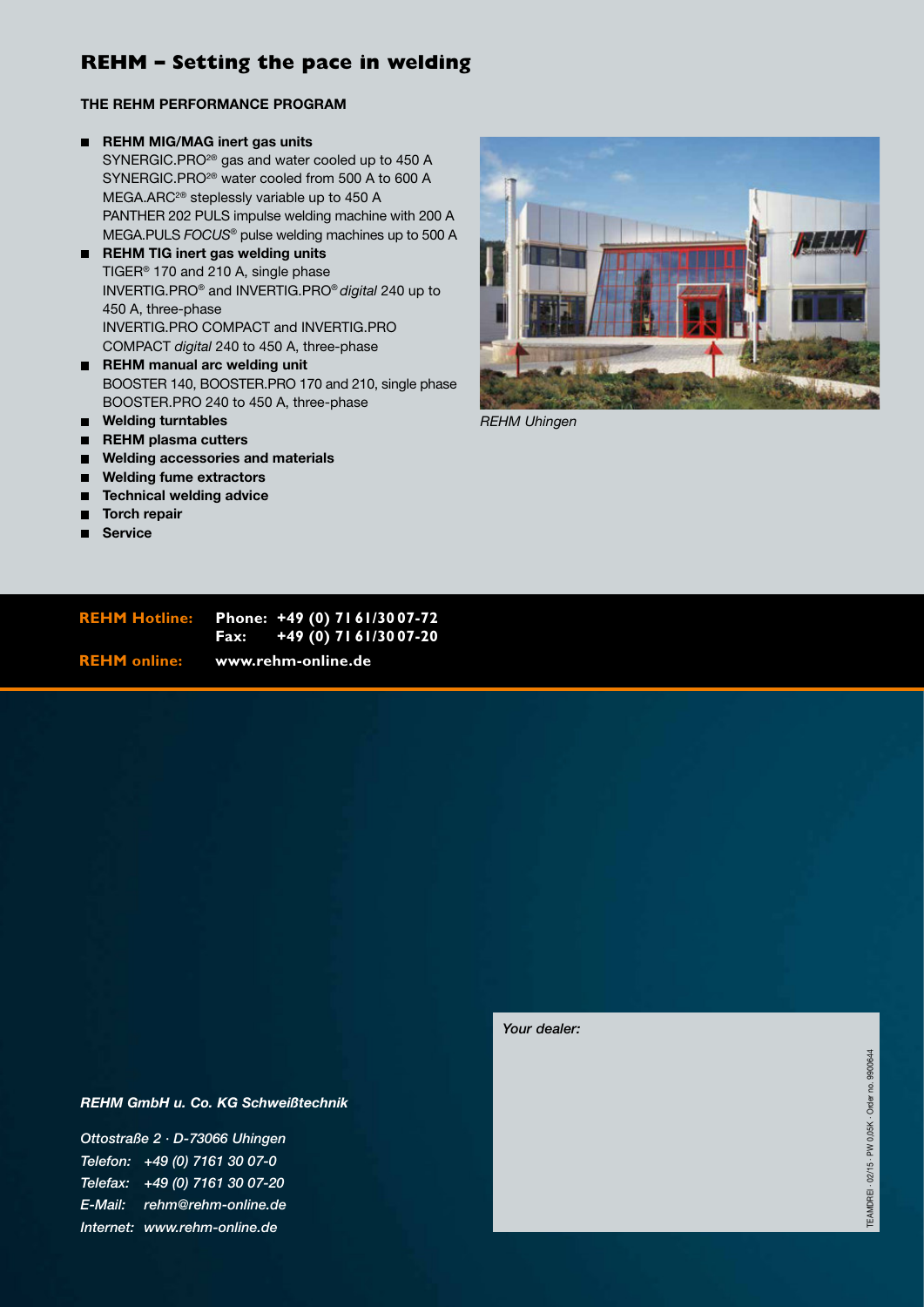## REHM – Setting the pace in welding

**THE REHM PERFORMANCE PROGRAM**

- **REHM MIG/MAG inert gas units**
  SYNERGIC.PRO²® gas and water cooled up to 450 A
  SYNERGIC.PRO²® water cooled from 500 A to 600 A
  MEGA.ARC²® steplessly variable up to 450 A
  PANTHER 202 PULS impulse welding machine with 200 A
  MEGA.PULS *FOCUS*® pulse welding machines up to 500 A
- **REHM TIG inert gas welding units**
  TIGER® 170 and 210 A, single phase
  INVERTIG.PRO® and INVERTIG.PRO® *digital* 240 up to 450 A, three-phase
  INVERTIG.PRO COMPACT and INVERTIG.PRO COMPACT *digital* 240 to 450 A, three-phase
- **REHM manual arc welding unit**
  BOOSTER 140, BOOSTER.PRO 170 and 210, single phase
  BOOSTER.PRO 240 to 450 A, three-phase
- **Welding turntables**
- **REHM plasma cutters**
- **Welding accessories and materials**
- **Welding fume extractors**
- **Technical welding advice**
- **Torch repair**
- **Service**

*REHM Uhingen*

**REHM Hotline:** Phone: +49 (0) 71 61/30 07-72
Fax: +49 (0) 71 61/30 07-20

**REHM online:** www.rehm-online.de

*Your dealer:*

***REHM GmbH u. Co. KG Schweißtechnik***

*Ottostraße 2 · D-73066 Uhingen*
*Telefon: +49 (0) 7161 30 07-0*
*Telefax: +49 (0) 7161 30 07-20*
*E-Mail: rehm@rehm-online.de*
*Internet: www.rehm-online.de*

TEAMDREI · 02/15 · PW 0,05K · Order no. 9900644